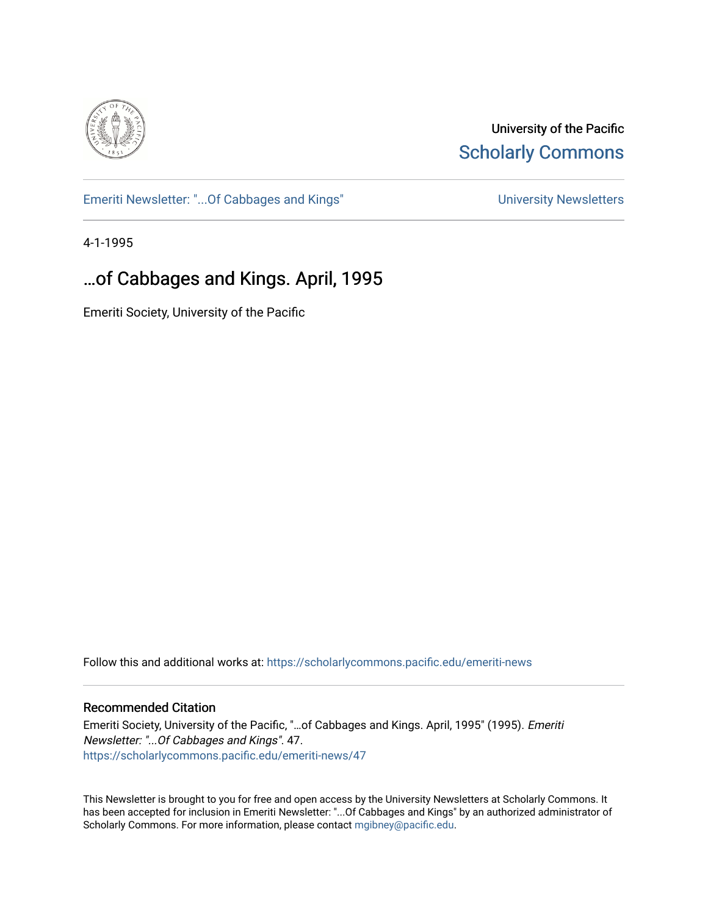University of the Pacific
Scholarly Commons

Emeriti Newsletter: "...Of Cabbages and Kings"

University Newsletters

4-1-1995

# …of Cabbages and Kings. April, 1995

Emeriti Society, University of the Pacific

Follow this and additional works at: https://scholarlycommons.pacific.edu/emeriti-news

## Recommended Citation

Emeriti Society, University of the Pacific, "…of Cabbages and Kings. April, 1995" (1995). *Emeriti Newsletter: "...Of Cabbages and Kings"*. 47.
https://scholarlycommons.pacific.edu/emeriti-news/47

This Newsletter is brought to you for free and open access by the University Newsletters at Scholarly Commons. It has been accepted for inclusion in Emeriti Newsletter: "...Of Cabbages and Kings" by an authorized administrator of Scholarly Commons. For more information, please contact mgibney@pacific.edu.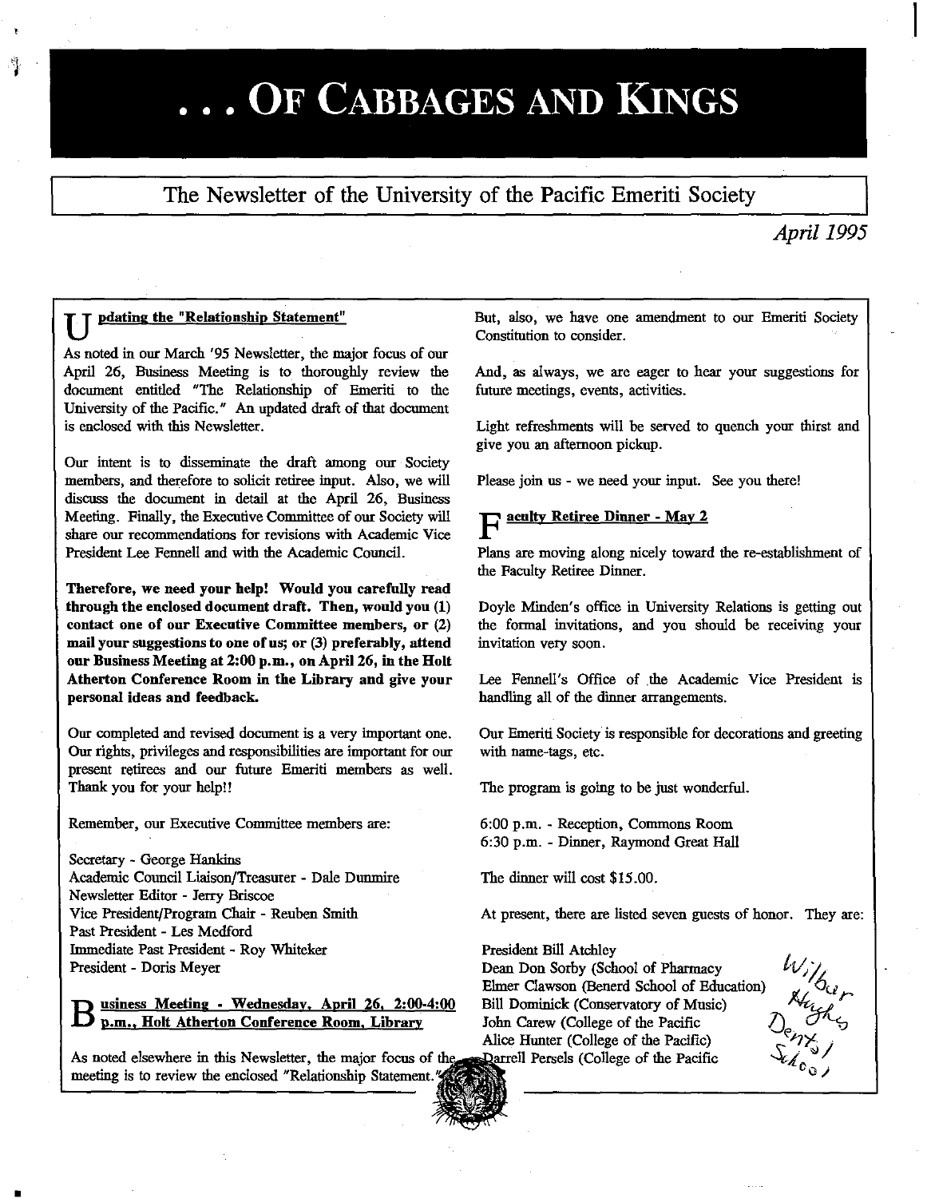# . . . Of Cabbages and Kings

The Newsletter of the University of the Pacific Emeriti Society

*April 1995*

## Updating the "Relationship Statement"

As noted in our March '95 Newsletter, the major focus of our April 26, Business Meeting is to thoroughly review the document entitled "The Relationship of Emeriti to the University of the Pacific." An updated draft of that document is enclosed with this Newsletter.

Our intent is to disseminate the draft among our Society members, and therefore to solicit retiree input. Also, we will discuss the document in detail at the April 26, Business Meeting. Finally, the Executive Committee of our Society will share our recommendations for revisions with Academic Vice President Lee Fennell and with the Academic Council.

**Therefore, we need your help! Would you carefully read through the enclosed document draft. Then, would you (1) contact one of our Executive Committee members, or (2) mail your suggestions to one of us; or (3) preferably, attend our Business Meeting at 2:00 p.m., on April 26, in the Holt Atherton Conference Room in the Library and give your personal ideas and feedback.**

Our completed and revised document is a very important one. Our rights, privileges and responsibilities are important for our present retirees and our future Emeriti members as well. Thank you for your help!!

Remember, our Executive Committee members are:

Secretary - George Hankins
Academic Council Liaison/Treasurer - Dale Dunmire
Newsletter Editor - Jerry Briscoe
Vice President/Program Chair - Reuben Smith
Past President - Les Medford
Immediate Past President - Roy Whiteker
President - Doris Meyer

## Business Meeting - Wednesday, April 26, 2:00-4:00 p.m., Holt Atherton Conference Room, Library

As noted elsewhere in this Newsletter, the major focus of the meeting is to review the enclosed "Relationship Statement."

But, also, we have one amendment to our Emeriti Society Constitution to consider.

And, as always, we are eager to hear your suggestions for future meetings, events, activities.

Light refreshments will be served to quench your thirst and give you an afternoon pickup.

Please join us - we need your input. See you there!

## Faculty Retiree Dinner - May 2

Plans are moving along nicely toward the re-establishment of the Faculty Retiree Dinner.

Doyle Minden's office in University Relations is getting out the formal invitations, and you should be receiving your invitation very soon.

Lee Fennell's Office of the Academic Vice President is handling all of the dinner arrangements.

Our Emeriti Society is responsible for decorations and greeting with name-tags, etc.

The program is going to be just wonderful.

6:00 p.m. - Reception, Commons Room
6:30 p.m. - Dinner, Raymond Great Hall

The dinner will cost $15.00.

At present, there are listed seven guests of honor. They are:

President Bill Atchley
Dean Don Sorby (School of Pharmacy
Elmer Clawson (Benerd School of Education)
Bill Dominick (Conservatory of Music)
John Carew (College of the Pacific
Alice Hunter (College of the Pacific)
Darrell Persels (College of the Pacific

Wilbur Hughes Dental School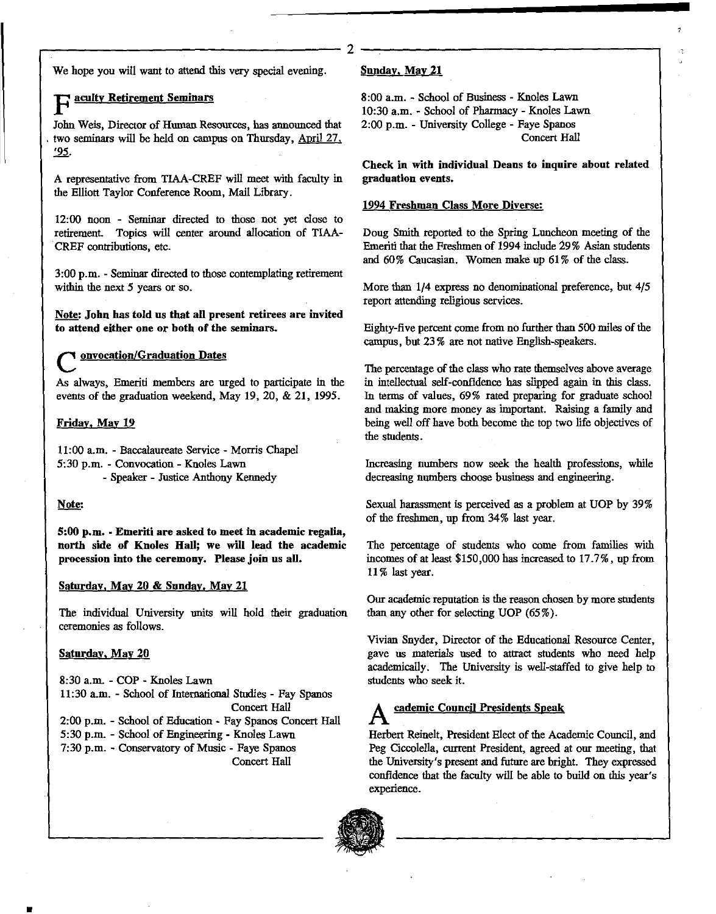We hope you will want to attend this very special evening.

## Faculty Retirement Seminars

John Weis, Director of Human Resources, has announced that two seminars will be held on campus on Thursday, April 27, '95.

A representative from TIAA-CREF will meet with faculty in the Elliott Taylor Conference Room, Mail Library.

12:00 noon - Seminar directed to those not yet close to retirement. Topics will center around allocation of TIAA-CREF contributions, etc.

3:00 p.m. - Seminar directed to those contemplating retirement within the next 5 years or so.

**Note: John has told us that all present retirees are invited to attend either one or both of the seminars.**

## Convocation/Graduation Dates

As always, Emeriti members are urged to participate in the events of the graduation weekend, May 19, 20, & 21, 1995.

**Friday, May 19**

11:00 a.m. - Baccalaureate Service - Morris Chapel
5:30 p.m. - Convocation - Knoles Lawn
- Speaker - Justice Anthony Kennedy

**Note:**

**5:00 p.m. - Emeriti are asked to meet in academic regalia, north side of Knoles Hall; we will lead the academic procession into the ceremony. Please join us all.**

**Saturday, May 20 & Sunday, May 21**

The individual University units will hold their graduation ceremonies as follows.

**Saturday, May 20**

8:30 a.m. - COP - Knoles Lawn
11:30 a.m. - School of International Studies - Fay Spanos Concert Hall
2:00 p.m. - School of Education - Fay Spanos Concert Hall
5:30 p.m. - School of Engineering - Knoles Lawn
7:30 p.m. - Conservatory of Music - Faye Spanos Concert Hall

**Sunday, May 21**

8:00 a.m. - School of Business - Knoles Lawn
10:30 a.m. - School of Pharmacy - Knoles Lawn
2:00 p.m. - University College - Faye Spanos Concert Hall

**Check in with individual Deans to inquire about related graduation events.**

**1994 Freshman Class More Diverse:**

Doug Smith reported to the Spring Luncheon meeting of the Emeriti that the Freshmen of 1994 include 29% Asian students and 60% Caucasian. Women make up 61% of the class.

More than 1/4 express no denominational preference, but 4/5 report attending religious services.

Eighty-five percent come from no further than 500 miles of the campus, but 23% are not native English-speakers.

The percentage of the class who rate themselves above average in intellectual self-confidence has slipped again in this class. In terms of values, 69% rated preparing for graduate school and making more money as important. Raising a family and being well off have both become the top two life objectives of the students.

Increasing numbers now seek the health professions, while decreasing numbers choose business and engineering.

Sexual harassment is perceived as a problem at UOP by 39% of the freshmen, up from 34% last year.

The percentage of students who come from families with incomes of at least $150,000 has increased to 17.7%, up from 11% last year.

Our academic reputation is the reason chosen by more students than any other for selecting UOP (65%).

Vivian Snyder, Director of the Educational Resource Center, gave us materials used to attract students who need help academically. The University is well-staffed to give help to students who seek it.

## Academic Council Presidents Speak

Herbert Reinelt, President Elect of the Academic Council, and Peg Ciccolella, current President, agreed at our meeting, that the University's present and future are bright. They expressed confidence that the faculty will be able to build on this year's experience.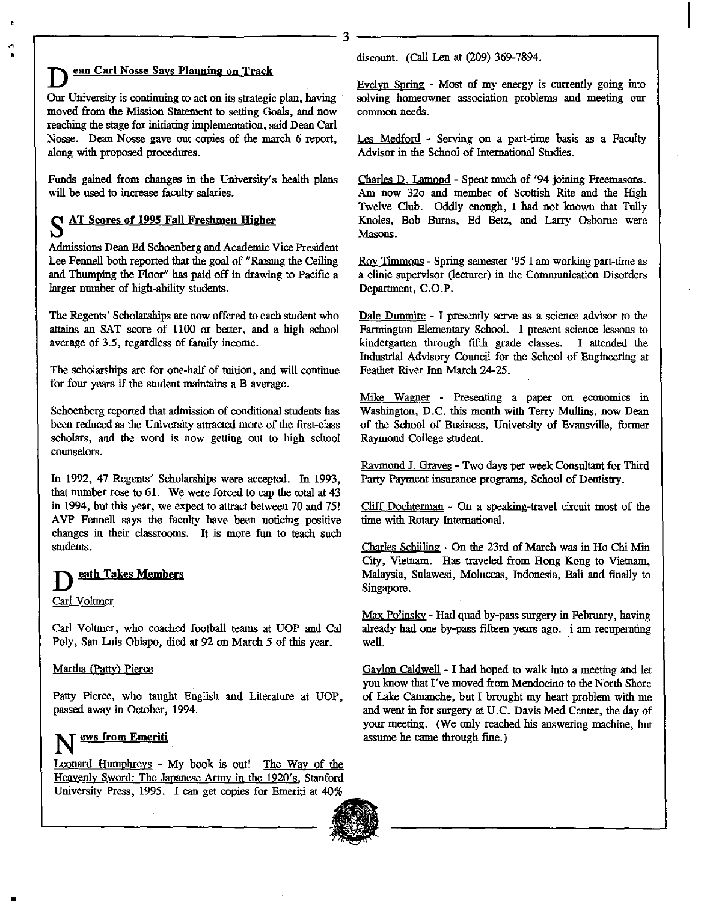## Dean Carl Nosse Says Planning on Track

Our University is continuing to act on its strategic plan, having moved from the Mission Statement to setting Goals, and now reaching the stage for initiating implementation, said Dean Carl Nosse. Dean Nosse gave out copies of the march 6 report, along with proposed procedures.

Funds gained from changes in the University's health plans will be used to increase faculty salaries.

## SAT Scores of 1995 Fall Freshmen Higher

Admissions Dean Ed Schoenberg and Academic Vice President Lee Fennell both reported that the goal of "Raising the Ceiling and Thumping the Floor" has paid off in drawing to Pacific a larger number of high-ability students.

The Regents' Scholarships are now offered to each student who attains an SAT score of 1100 or better, and a high school average of 3.5, regardless of family income.

The scholarships are for one-half of tuition, and will continue for four years if the student maintains a B average.

Schoenberg reported that admission of conditional students has been reduced as the University attracted more of the first-class scholars, and the word is now getting out to high school counselors.

In 1992, 47 Regents' Scholarships were accepted. In 1993, that number rose to 61. We were forced to cap the total at 43 in 1994, but this year, we expect to attract between 70 and 75! AVP Fennell says the faculty have been noticing positive changes in their classrooms. It is more fun to teach such students.

## Death Takes Members

Carl Voltmer

Carl Voltmer, who coached football teams at UOP and Cal Poly, San Luis Obispo, died at 92 on March 5 of this year.

Martha (Patty) Pierce

Patty Pierce, who taught English and Literature at UOP, passed away in October, 1994.

## News from Emeriti

Leonard Humphreys - My book is out! The Way of the Heavenly Sword: The Japanese Army in the 1920's, Stanford University Press, 1995. I can get copies for Emeriti at 40% discount. (Call Len at (209) 369-7894.

Evelyn Spring - Most of my energy is currently going into solving homeowner association problems and meeting our common needs.

Les Medford - Serving on a part-time basis as a Faculty Advisor in the School of International Studies.

Charles D. Lamond - Spent much of '94 joining Freemasons. Am now 32o and member of Scottish Rite and the High Twelve Club. Oddly enough, I had not known that Tully Knoles, Bob Burns, Ed Betz, and Larry Osborne were Masons.

Roy Timmons - Spring semester '95 I am working part-time as a clinic supervisor (lecturer) in the Communication Disorders Department, C.O.P.

Dale Dunmire - I presently serve as a science advisor to the Farmington Elementary School. I present science lessons to kindergarten through fifth grade classes. I attended the Industrial Advisory Council for the School of Engineering at Feather River Inn March 24-25.

Mike Wagner - Presenting a paper on economics in Washington, D.C. this month with Terry Mullins, now Dean of the School of Business, University of Evansville, former Raymond College student.

Raymond J. Graves - Two days per week Consultant for Third Party Payment insurance programs, School of Dentistry.

Cliff Dochterman - On a speaking-travel circuit most of the time with Rotary International.

Charles Schilling - On the 23rd of March was in Ho Chi Min City, Vietnam. Has traveled from Hong Kong to Vietnam, Malaysia, Sulawesi, Moluccas, Indonesia, Bali and finally to Singapore.

Max Polinsky - Had quad by-pass surgery in February, having already had one by-pass fifteen years ago. i am recuperating well.

Gaylon Caldwell - I had hoped to walk into a meeting and let you know that I've moved from Mendocino to the North Shore of Lake Camanche, but I brought my heart problem with me and went in for surgery at U.C. Davis Med Center, the day of your meeting. (We only reached his answering machine, but assume he came through fine.)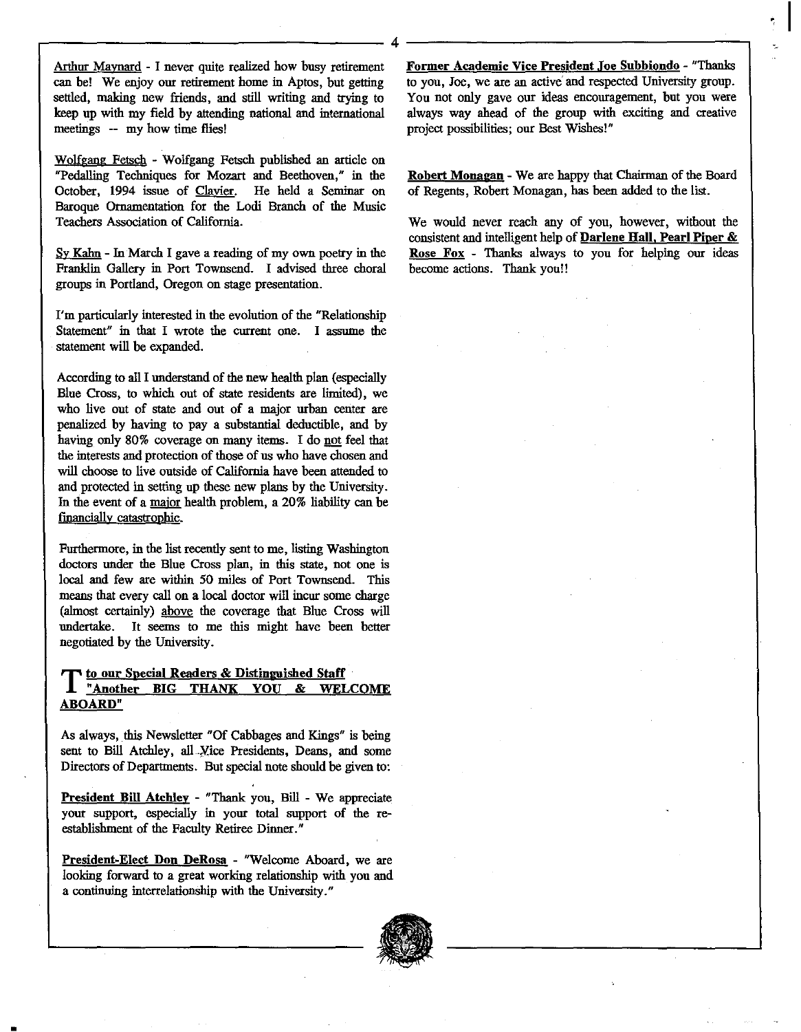Arthur Maynard - I never quite realized how busy retirement can be! We enjoy our retirement home in Aptos, but getting settled, making new friends, and still writing and trying to keep up with my field by attending national and international meetings -- my how time flies!

Wolfgang Fetsch - Wolfgang Fetsch published an article on "Pedalling Techniques for Mozart and Beethoven," in the October, 1994 issue of Clavier. He held a Seminar on Baroque Ornamentation for the Lodi Branch of the Music Teachers Association of California.

Sy Kahn - In March I gave a reading of my own poetry in the Franklin Gallery in Port Townsend. I advised three choral groups in Portland, Oregon on stage presentation.

I'm particularly interested in the evolution of the "Relationship Statement" in that I wrote the current one. I assume the statement will be expanded.

According to all I understand of the new health plan (especially Blue Cross, to which out of state residents are limited), we who live out of state and out of a major urban center are penalized by having to pay a substantial deductible, and by having only 80% coverage on many items. I do not feel that the interests and protection of those of us who have chosen and will choose to live outside of California have been attended to and protected in setting up these new plans by the University. In the event of a major health problem, a 20% liability can be financially catastrophic.

Furthermore, in the list recently sent to me, listing Washington doctors under the Blue Cross plan, in this state, not one is local and few are within 50 miles of Port Townsend. This means that every call on a local doctor will incur some charge (almost certainly) above the coverage that Blue Cross will undertake. It seems to me this might have been better negotiated by the University.

## To our Special Readers & Distinguished Staff "Another BIG THANK YOU & WELCOME ABOARD"

As always, this Newsletter "Of Cabbages and Kings" is being sent to Bill Atchley, all Vice Presidents, Deans, and some Directors of Departments. But special note should be given to:

**President Bill Atchley** - "Thank you, Bill - We appreciate your support, especially in your total support of the re-establishment of the Faculty Retiree Dinner."

**President-Elect Don DeRosa** - "Welcome Aboard, we are looking forward to a great working relationship with you and a continuing interrelationship with the University."

**Former Academic Vice President Joe Subbiondo** - "Thanks to you, Joe, we are an active and respected University group. You not only gave our ideas encouragement, but you were always way ahead of the group with exciting and creative project possibilities; our Best Wishes!"

**Robert Monagan** - We are happy that Chairman of the Board of Regents, Robert Monagan, has been added to the list.

We would never reach any of you, however, without the consistent and intelligent help of **Darlene Hall, Pearl Piper & Rose Fox** - Thanks always to you for helping our ideas become actions. Thank you!!